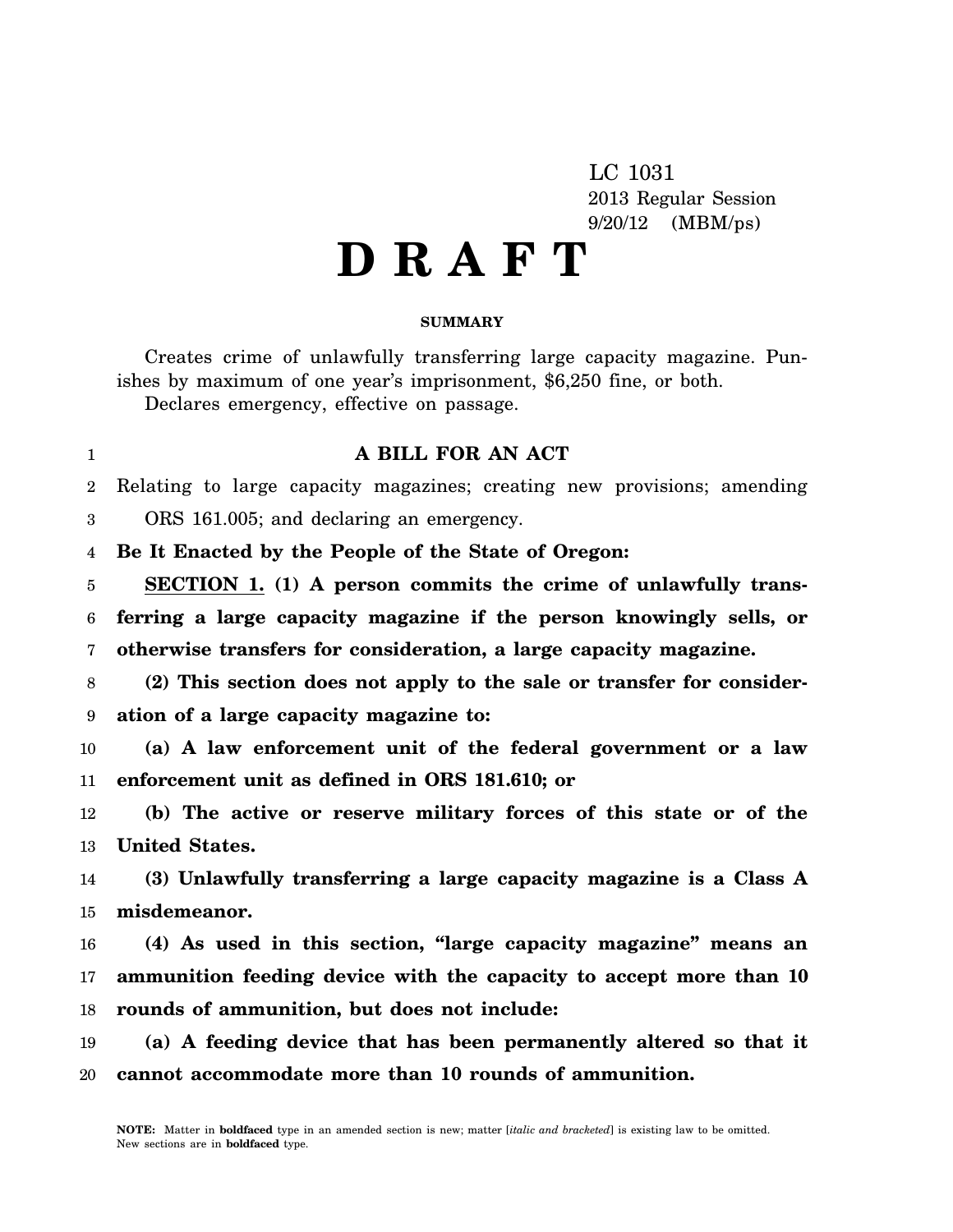LC 1031
2013 Regular Session
9/20/12 (MBM/ps)

# D R A F T

**SUMMARY**

Creates crime of unlawfully transferring large capacity magazine. Punishes by maximum of one year's imprisonment, $6,250 fine, or both.

Declares emergency, effective on passage.

**A BILL FOR AN ACT**

Relating to large capacity magazines; creating new provisions; amending ORS 161.005; and declaring an emergency.

**Be It Enacted by the People of the State of Oregon:**

**SECTION 1. (1) A person commits the crime of unlawfully transferring a large capacity magazine if the person knowingly sells, or otherwise transfers for consideration, a large capacity magazine.**

**(2) This section does not apply to the sale or transfer for consideration of a large capacity magazine to:**

**(a) A law enforcement unit of the federal government or a law enforcement unit as defined in ORS 181.610; or**

**(b) The active or reserve military forces of this state or of the United States.**

**(3) Unlawfully transferring a large capacity magazine is a Class A misdemeanor.**

**(4) As used in this section, "large capacity magazine" means an ammunition feeding device with the capacity to accept more than 10 rounds of ammunition, but does not include:**

**(a) A feeding device that has been permanently altered so that it cannot accommodate more than 10 rounds of ammunition.**

**NOTE:** Matter in **boldfaced** type in an amended section is new; matter [*italic and bracketed*] is existing law to be omitted. New sections are in **boldfaced** type.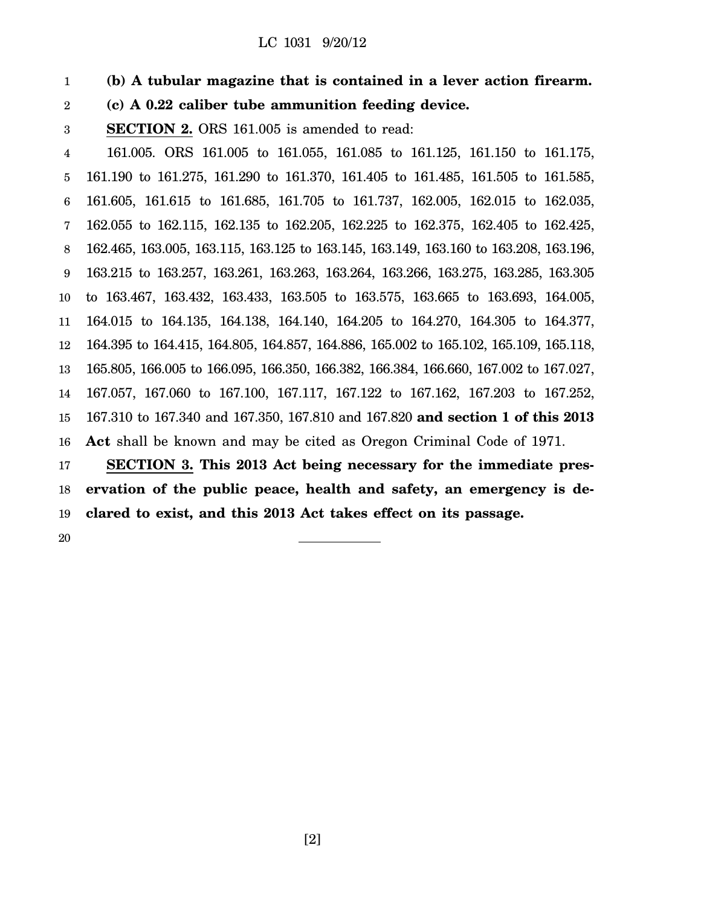**(b) A tubular magazine that is contained in a lever action firearm.**

**(c) A 0.22 caliber tube ammunition feeding device.**

**SECTION 2.** ORS 161.005 is amended to read:

161.005. ORS 161.005 to 161.055, 161.085 to 161.125, 161.150 to 161.175, 161.190 to 161.275, 161.290 to 161.370, 161.405 to 161.485, 161.505 to 161.585, 161.605, 161.615 to 161.685, 161.705 to 161.737, 162.005, 162.015 to 162.035, 162.055 to 162.115, 162.135 to 162.205, 162.225 to 162.375, 162.405 to 162.425, 162.465, 163.005, 163.115, 163.125 to 163.145, 163.149, 163.160 to 163.208, 163.196, 163.215 to 163.257, 163.261, 163.263, 163.264, 163.266, 163.275, 163.285, 163.305 to 163.467, 163.432, 163.433, 163.505 to 163.575, 163.665 to 163.693, 164.005, 164.015 to 164.135, 164.138, 164.140, 164.205 to 164.270, 164.305 to 164.377, 164.395 to 164.415, 164.805, 164.857, 164.886, 165.002 to 165.102, 165.109, 165.118, 165.805, 166.005 to 166.095, 166.350, 166.382, 166.384, 166.660, 167.002 to 167.027, 167.057, 167.060 to 167.100, 167.117, 167.122 to 167.162, 167.203 to 167.252, 167.310 to 167.340 and 167.350, 167.810 and 167.820 **and section 1 of this 2013 Act** shall be known and may be cited as Oregon Criminal Code of 1971.

**SECTION 3. This 2013 Act being necessary for the immediate preservation of the public peace, health and safety, an emergency is declared to exist, and this 2013 Act takes effect on its passage.**